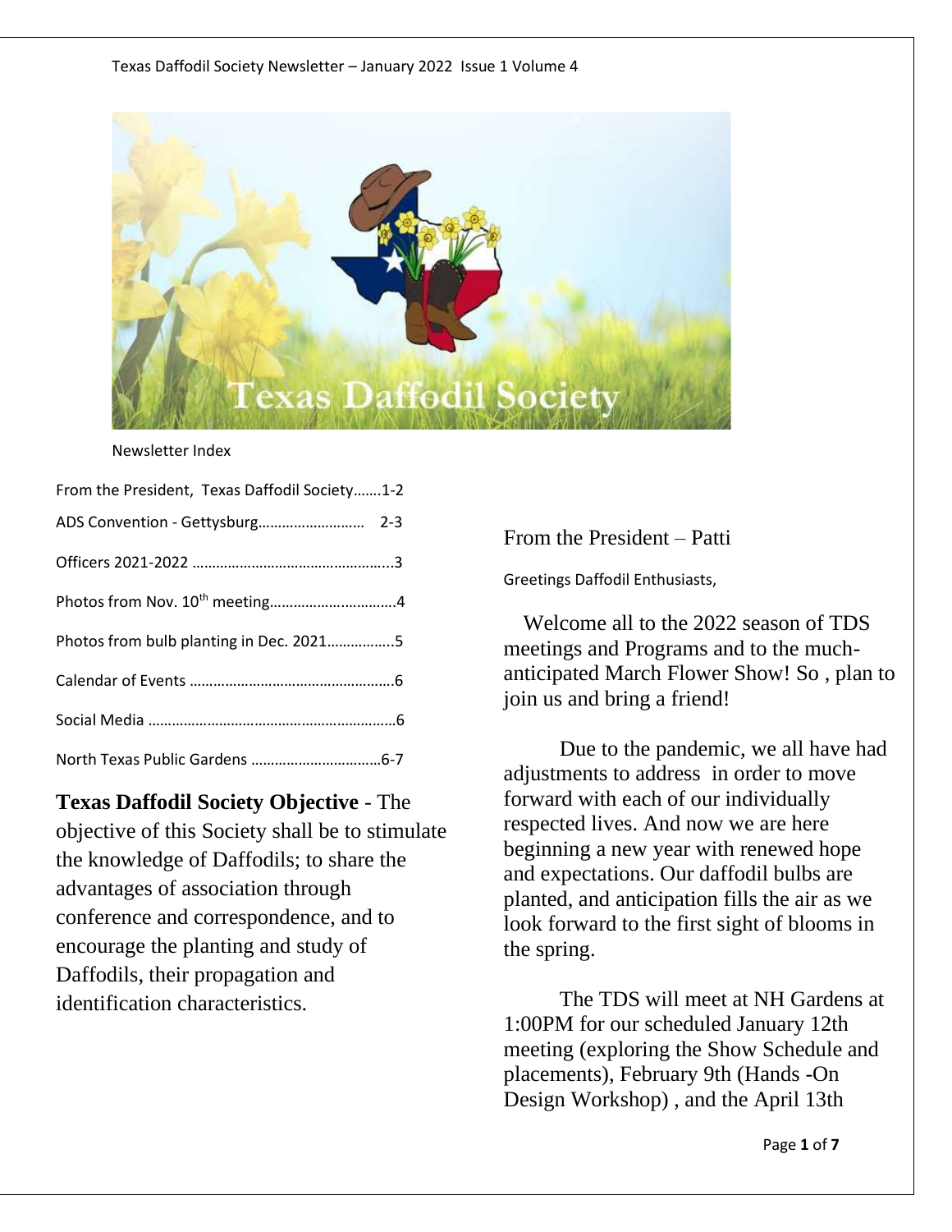# Texas Daffodil Society Newsletter – January 2022 Issue 1 Volume 4

Newsletter Index

- From the President, Texas Daffodil Society…….1-2
- ADS Convention - Gettysburg……………………… 2-3
- Officers 2021-2022 …………………………………………...3
- Photos from Nov. 10th meeting…………….…………….4
- Photos from bulb planting in Dec. 2021……………..5
- Calendar of Events ……………………………………………6
- Social Media ………………………………………………………6
- North Texas Public Gardens ……………………………6-7

**Texas Daffodil Society Objective** - The objective of this Society shall be to stimulate the knowledge of Daffodils; to share the advantages of association through conference and correspondence, and to encourage the planting and study of Daffodils, their propagation and identification characteristics.

## From the President – Patti

Greetings Daffodil Enthusiasts,

Welcome all to the 2022 season of TDS meetings and Programs and to the much-anticipated March Flower Show! So , plan to join us and bring a friend!

Due to the pandemic, we all have had adjustments to address in order to move forward with each of our individually respected lives. And now we are here beginning a new year with renewed hope and expectations. Our daffodil bulbs are planted, and anticipation fills the air as we look forward to the first sight of blooms in the spring.

The TDS will meet at NH Gardens at 1:00PM for our scheduled January 12th meeting (exploring the Show Schedule and placements), February 9th (Hands -On Design Workshop) , and the April 13th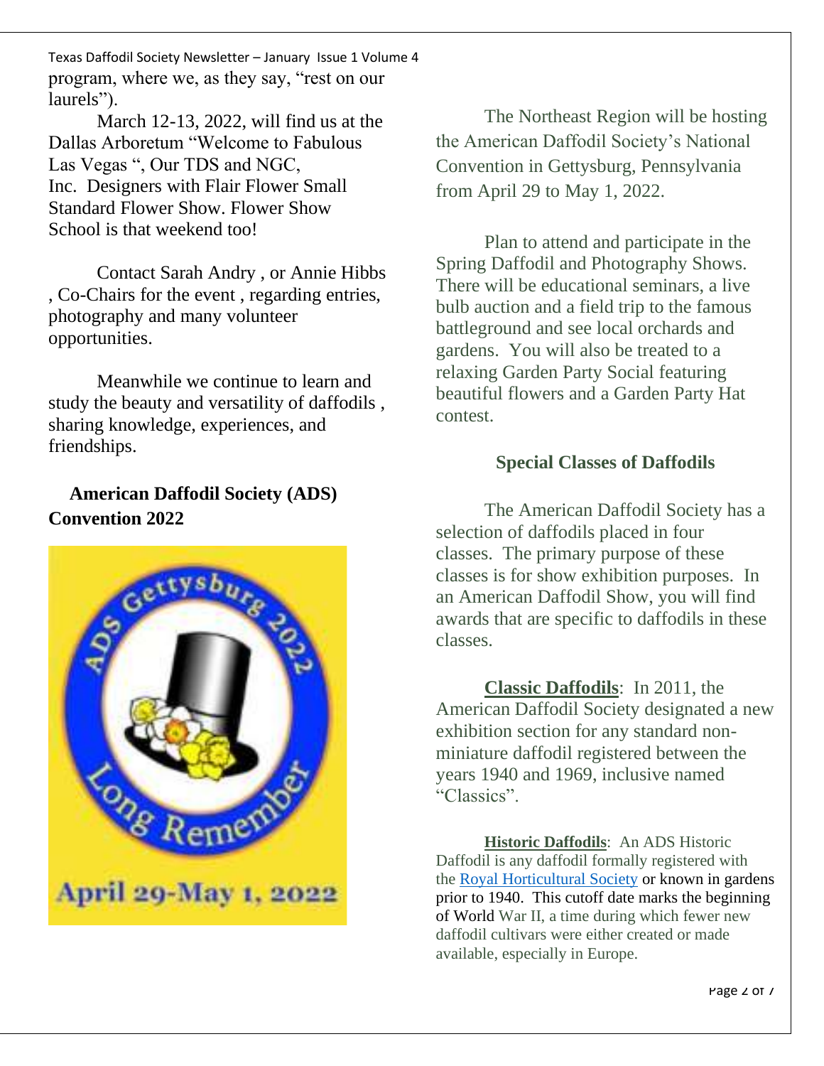program, where we, as they say, "rest on our laurels").

March 12-13, 2022, will find us at the Dallas Arboretum "Welcome to Fabulous Las Vegas ", Our TDS and NGC, Inc. Designers with Flair Flower Small Standard Flower Show. Flower Show School is that weekend too!

Contact Sarah Andry , or Annie Hibbs , Co-Chairs for the event , regarding entries, photography and many volunteer opportunities.

Meanwhile we continue to learn and study the beauty and versatility of daffodils , sharing knowledge, experiences, and friendships.

## American Daffodil Society (ADS) Convention 2022

ADS Gettysburg 2022

Long Remember

April 29-May 1, 2022

The Northeast Region will be hosting the American Daffodil Society's National Convention in Gettysburg, Pennsylvania from April 29 to May 1, 2022.

Plan to attend and participate in the Spring Daffodil and Photography Shows. There will be educational seminars, a live bulb auction and a field trip to the famous battleground and see local orchards and gardens. You will also be treated to a relaxing Garden Party Social featuring beautiful flowers and a Garden Party Hat contest.

## Special Classes of Daffodils

The American Daffodil Society has a selection of daffodils placed in four classes. The primary purpose of these classes is for show exhibition purposes. In an American Daffodil Show, you will find awards that are specific to daffodils in these classes.

**Classic Daffodils**: In 2011, the American Daffodil Society designated a new exhibition section for any standard non-miniature daffodil registered between the years 1940 and 1969, inclusive named "Classics".

**Historic Daffodils**: An ADS Historic Daffodil is any daffodil formally registered with the Royal Horticultural Society or known in gardens prior to 1940. This cutoff date marks the beginning of World War II, a time during which fewer new daffodil cultivars were either created or made available, especially in Europe.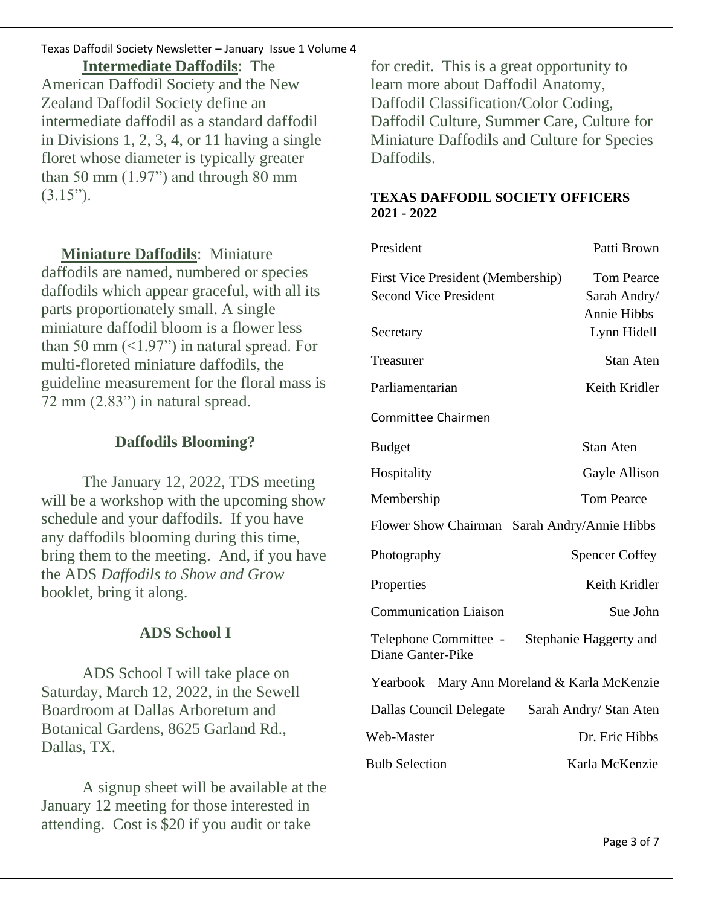**Intermediate Daffodils**: The American Daffodil Society and the New Zealand Daffodil Society define an intermediate daffodil as a standard daffodil in Divisions 1, 2, 3, 4, or 11 having a single floret whose diameter is typically greater than 50 mm (1.97") and through 80 mm (3.15").

**Miniature Daffodils**: Miniature daffodils are named, numbered or species daffodils which appear graceful, with all its parts proportionately small. A single miniature daffodil bloom is a flower less than 50 mm (<1.97") in natural spread. For multi-floreted miniature daffodils, the guideline measurement for the floral mass is 72 mm (2.83") in natural spread.

## Daffodils Blooming?

The January 12, 2022, TDS meeting will be a workshop with the upcoming show schedule and your daffodils. If you have any daffodils blooming during this time, bring them to the meeting. And, if you have the ADS *Daffodils to Show and Grow* booklet, bring it along.

## ADS School I

ADS School I will take place on Saturday, March 12, 2022, in the Sewell Boardroom at Dallas Arboretum and Botanical Gardens, 8625 Garland Rd., Dallas, TX.

A signup sheet will be available at the January 12 meeting for those interested in attending. Cost is $20 if you audit or take for credit. This is a great opportunity to learn more about Daffodil Anatomy, Daffodil Classification/Color Coding, Daffodil Culture, Summer Care, Culture for Miniature Daffodils and Culture for Species Daffodils.

## TEXAS DAFFODIL SOCIETY OFFICERS 2021 - 2022

| | |
|---|---|
| President | Patti Brown |
| First Vice President (Membership) | Tom Pearce |
| Second Vice President | Sarah Andry/ Annie Hibbs |
| Secretary | Lynn Hidell |
| Treasurer | Stan Aten |
| Parliamentarian | Keith Kridler |
| Committee Chairmen | |
| Budget | Stan Aten |
| Hospitality | Gayle Allison |
| Membership | Tom Pearce |
| Flower Show Chairman | Sarah Andry/Annie Hibbs |
| Photography | Spencer Coffey |
| Properties | Keith Kridler |
| Communication Liaison | Sue John |
| Telephone Committee - | Stephanie Haggerty and Diane Ganter-Pike |
| Yearbook | Mary Ann Moreland & Karla McKenzie |
| Dallas Council Delegate | Sarah Andry/ Stan Aten |
| Web-Master | Dr. Eric Hibbs |
| Bulb Selection | Karla McKenzie |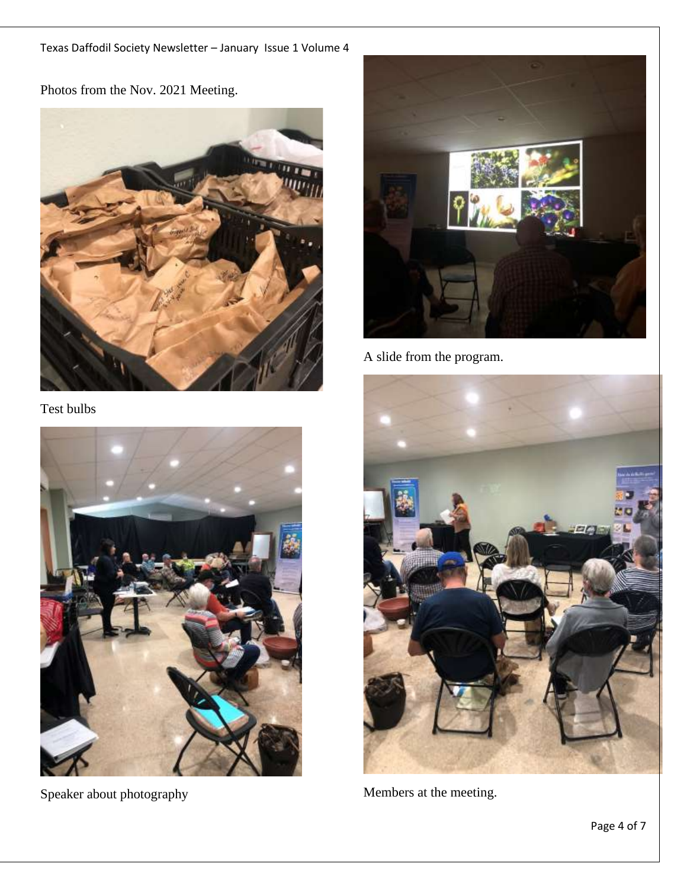Photos from the Nov. 2021 Meeting.

Test bulbs

A slide from the program.

Speaker about photography

Members at the meeting.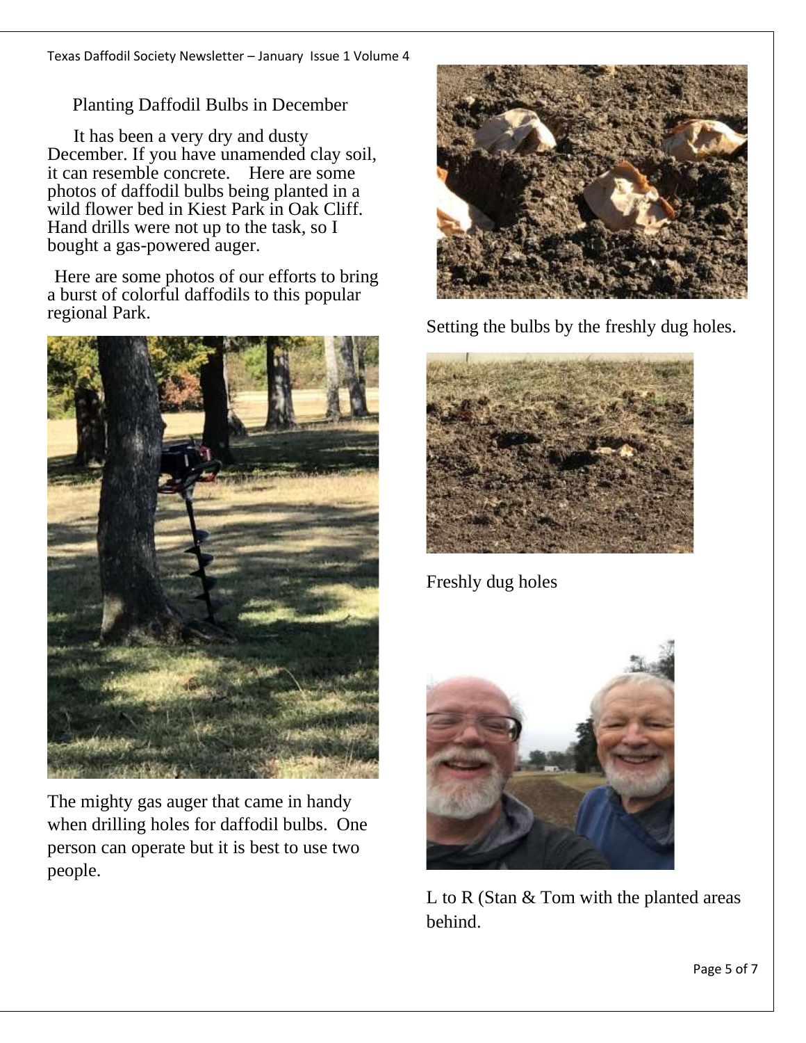## Planting Daffodil Bulbs in December

It has been a very dry and dusty December. If you have unamended clay soil, it can resemble concrete. Here are some photos of daffodil bulbs being planted in a wild flower bed in Kiest Park in Oak Cliff. Hand drills were not up to the task, so I bought a gas-powered auger.

Here are some photos of our efforts to bring a burst of colorful daffodils to this popular regional Park.

The mighty gas auger that came in handy when drilling holes for daffodil bulbs. One person can operate but it is best to use two people.

Setting the bulbs by the freshly dug holes.

Freshly dug holes

L to R (Stan & Tom with the planted areas behind.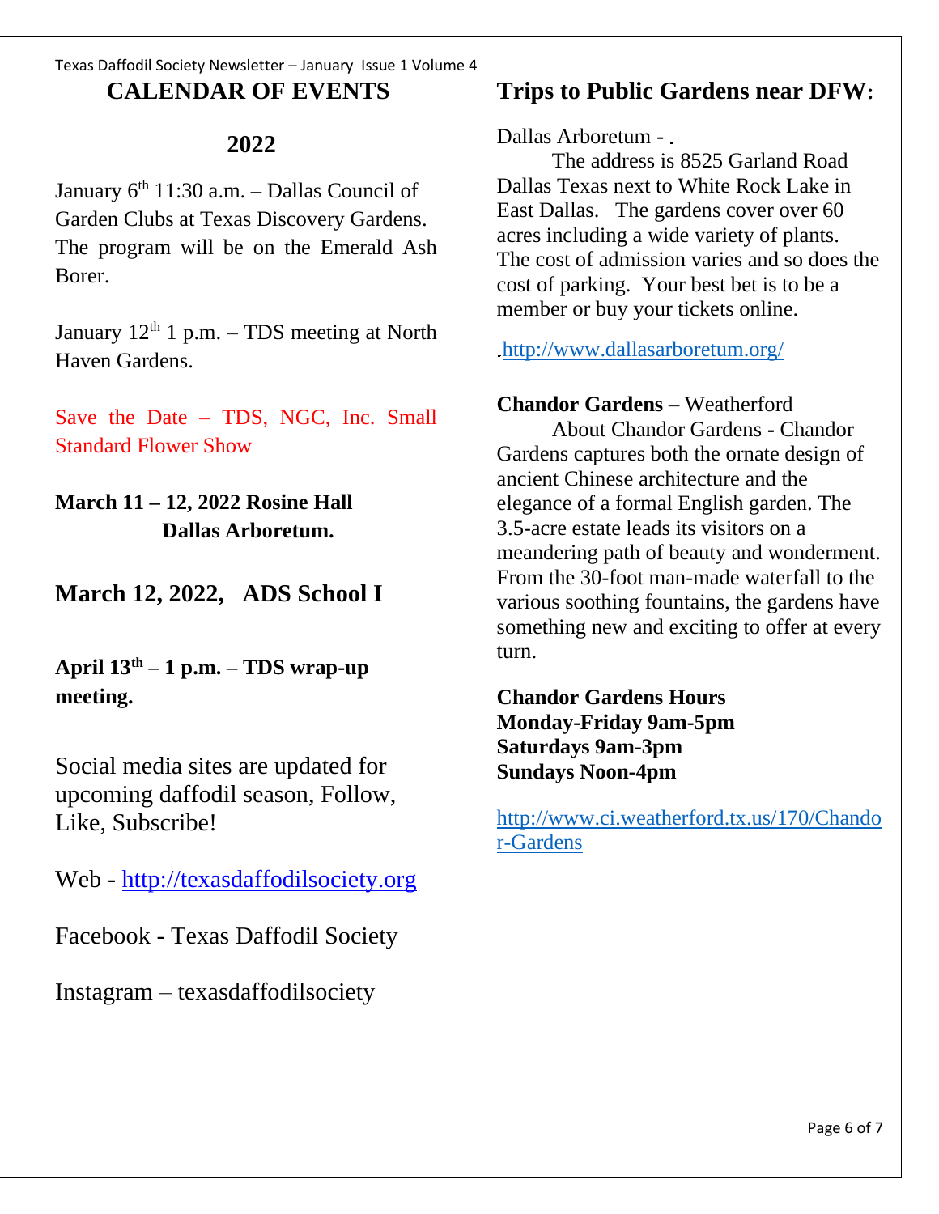## CALENDAR OF EVENTS

## 2022

January 6th 11:30 a.m. – Dallas Council of Garden Clubs at Texas Discovery Gardens. The program will be on the Emerald Ash Borer.

January 12th 1 p.m. – TDS meeting at North Haven Gardens.

Save the Date – TDS, NGC, Inc. Small Standard Flower Show

**March 11 – 12, 2022 Rosine Hall Dallas Arboretum.**

### March 12, 2022, ADS School I

**April 13th – 1 p.m. – TDS wrap-up meeting.**

Social media sites are updated for upcoming daffodil season, Follow, Like, Subscribe!

Web - http://texasdaffodilsociety.org

Facebook - Texas Daffodil Society

Instagram – texasdaffodilsociety

## Trips to Public Gardens near DFW:

Dallas Arboretum -

The address is 8525 Garland Road Dallas Texas next to White Rock Lake in East Dallas. The gardens cover over 60 acres including a wide variety of plants. The cost of admission varies and so does the cost of parking. Your best bet is to be a member or buy your tickets online.

http://www.dallasarboretum.org/

**Chandor Gardens** – Weatherford

About Chandor Gardens - Chandor Gardens captures both the ornate design of ancient Chinese architecture and the elegance of a formal English garden. The 3.5-acre estate leads its visitors on a meandering path of beauty and wonderment. From the 30-foot man-made waterfall to the various soothing fountains, the gardens have something new and exciting to offer at every turn.

**Chandor Gardens Hours**
**Monday-Friday 9am-5pm**
**Saturdays 9am-3pm**
**Sundays Noon-4pm**

http://www.ci.weatherford.tx.us/170/Chandor-Gardens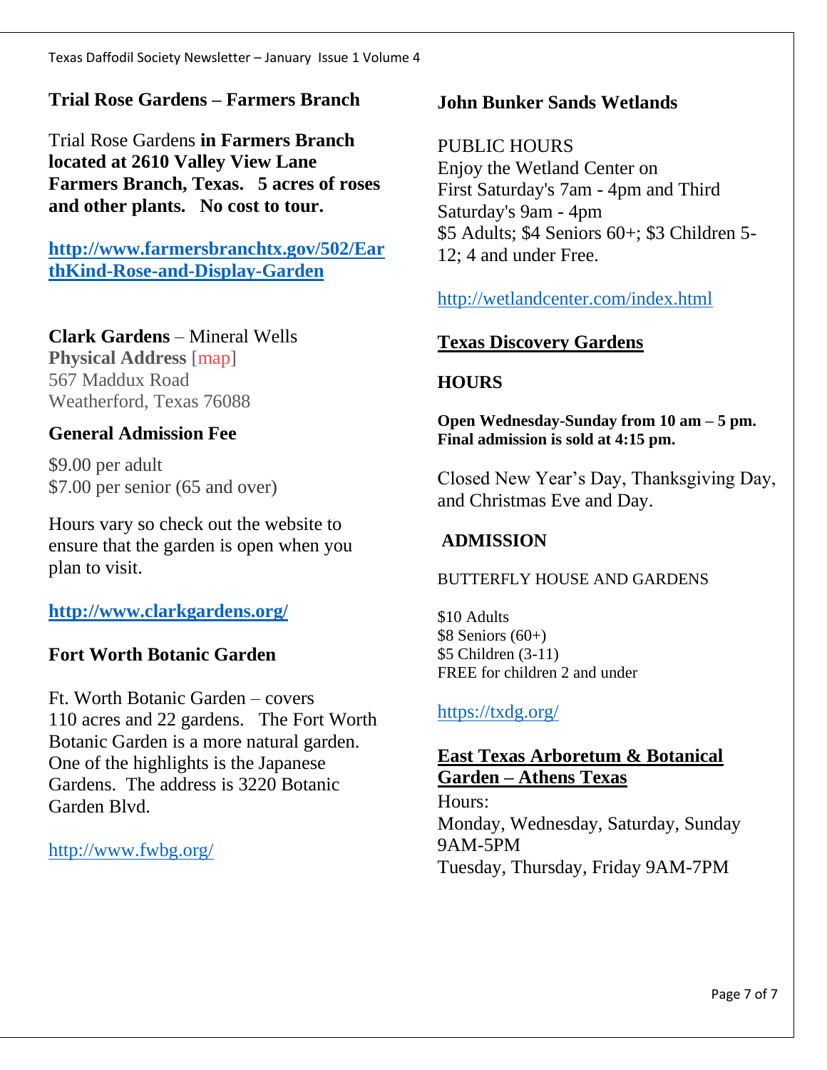## Trial Rose Gardens – Farmers Branch

Trial Rose Gardens **in Farmers Branch located at 2610 Valley View Lane Farmers Branch, Texas. 5 acres of roses and other plants. No cost to tour.**

**http://www.farmersbranchtx.gov/502/EarthKind-Rose-and-Display-Garden**

**Clark Gardens** – Mineral Wells
**Physical Address** [map]
567 Maddux Road
Weatherford, Texas 76088

### General Admission Fee

$9.00 per adult
$7.00 per senior (65 and over)

Hours vary so check out the website to ensure that the garden is open when you plan to visit.

**http://www.clarkgardens.org/**

## Fort Worth Botanic Garden

Ft. Worth Botanic Garden – covers 110 acres and 22 gardens. The Fort Worth Botanic Garden is a more natural garden. One of the highlights is the Japanese Gardens. The address is 3220 Botanic Garden Blvd.

http://www.fwbg.org/

## John Bunker Sands Wetlands

PUBLIC HOURS
Enjoy the Wetland Center on First Saturday's 7am - 4pm and Third Saturday's 9am - 4pm
$5 Adults; $4 Seniors 60+; $3 Children 5-12; 4 and under Free.

http://wetlandcenter.com/index.html

## Texas Discovery Gardens

### HOURS

**Open Wednesday-Sunday from 10 am – 5 pm. Final admission is sold at 4:15 pm.**

Closed New Year's Day, Thanksgiving Day, and Christmas Eve and Day.

### ADMISSION

BUTTERFLY HOUSE AND GARDENS

$10 Adults
$8 Seniors (60+)
$5 Children (3-11)
FREE for children 2 and under

https://txdg.org/

## East Texas Arboretum & Botanical Garden – Athens Texas

Hours:
Monday, Wednesday, Saturday, Sunday 9AM-5PM
Tuesday, Thursday, Friday 9AM-7PM